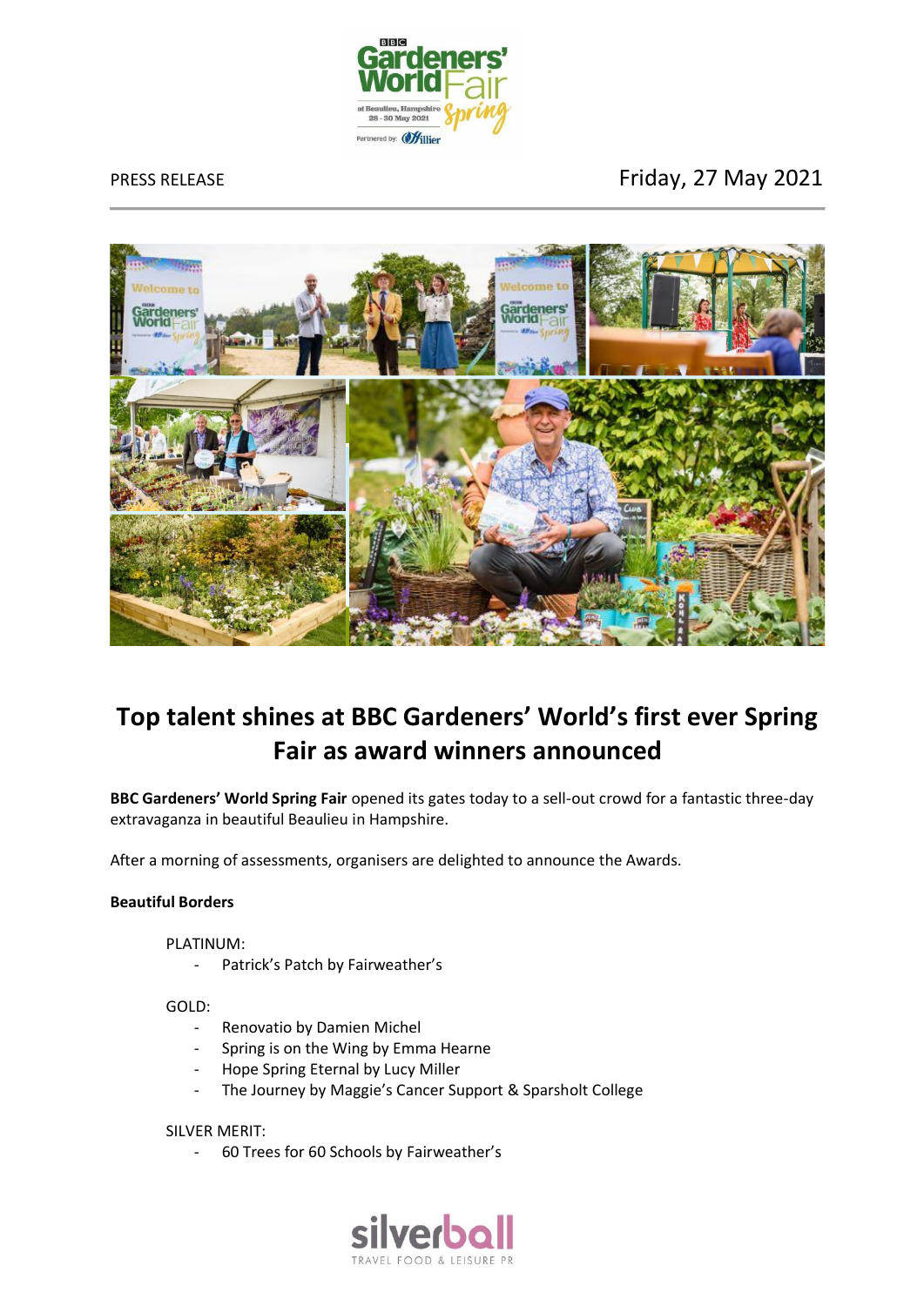PRESS RELEASE

Friday, 27 May 2021

# Top talent shines at BBC Gardeners' World's first ever Spring Fair as award winners announced

**BBC Gardeners' World Spring Fair** opened its gates today to a sell-out crowd for a fantastic three-day extravaganza in beautiful Beaulieu in Hampshire.

After a morning of assessments, organisers are delighted to announce the Awards.

**Beautiful Borders**

PLATINUM:

- Patrick's Patch by Fairweather's

GOLD:

- Renovatio by Damien Michel
- Spring is on the Wing by Emma Hearne
- Hope Spring Eternal by Lucy Miller
- The Journey by Maggie's Cancer Support & Sparsholt College

SILVER MERIT:

- 60 Trees for 60 Schools by Fairweather's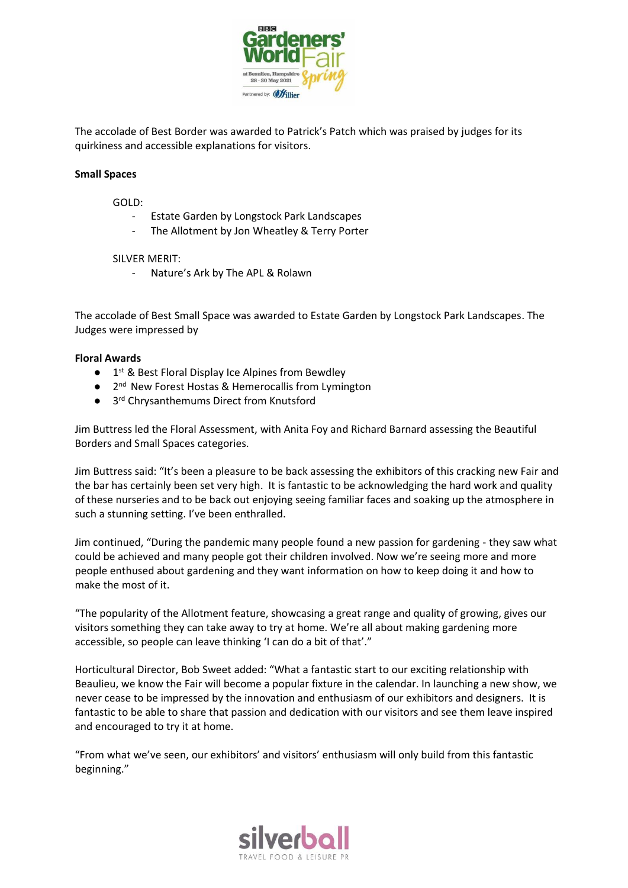The accolade of Best Border was awarded to Patrick's Patch which was praised by judges for its quirkiness and accessible explanations for visitors.

**Small Spaces**

GOLD:

- Estate Garden by Longstock Park Landscapes
- The Allotment by Jon Wheatley & Terry Porter

SILVER MERIT:

- Nature's Ark by The APL & Rolawn

The accolade of Best Small Space was awarded to Estate Garden by Longstock Park Landscapes. The Judges were impressed by

**Floral Awards**

- 1st & Best Floral Display Ice Alpines from Bewdley
- 2nd New Forest Hostas & Hemerocallis from Lymington
- 3rd Chrysanthemums Direct from Knutsford

Jim Buttress led the Floral Assessment, with Anita Foy and Richard Barnard assessing the Beautiful Borders and Small Spaces categories.

Jim Buttress said: "It's been a pleasure to be back assessing the exhibitors of this cracking new Fair and the bar has certainly been set very high. It is fantastic to be acknowledging the hard work and quality of these nurseries and to be back out enjoying seeing familiar faces and soaking up the atmosphere in such a stunning setting. I've been enthralled.

Jim continued, "During the pandemic many people found a new passion for gardening - they saw what could be achieved and many people got their children involved. Now we're seeing more and more people enthused about gardening and they want information on how to keep doing it and how to make the most of it.

"The popularity of the Allotment feature, showcasing a great range and quality of growing, gives our visitors something they can take away to try at home. We're all about making gardening more accessible, so people can leave thinking 'I can do a bit of that'."

Horticultural Director, Bob Sweet added: "What a fantastic start to our exciting relationship with Beaulieu, we know the Fair will become a popular fixture in the calendar. In launching a new show, we never cease to be impressed by the innovation and enthusiasm of our exhibitors and designers. It is fantastic to be able to share that passion and dedication with our visitors and see them leave inspired and encouraged to try it at home.

"From what we've seen, our exhibitors' and visitors' enthusiasm will only build from this fantastic beginning."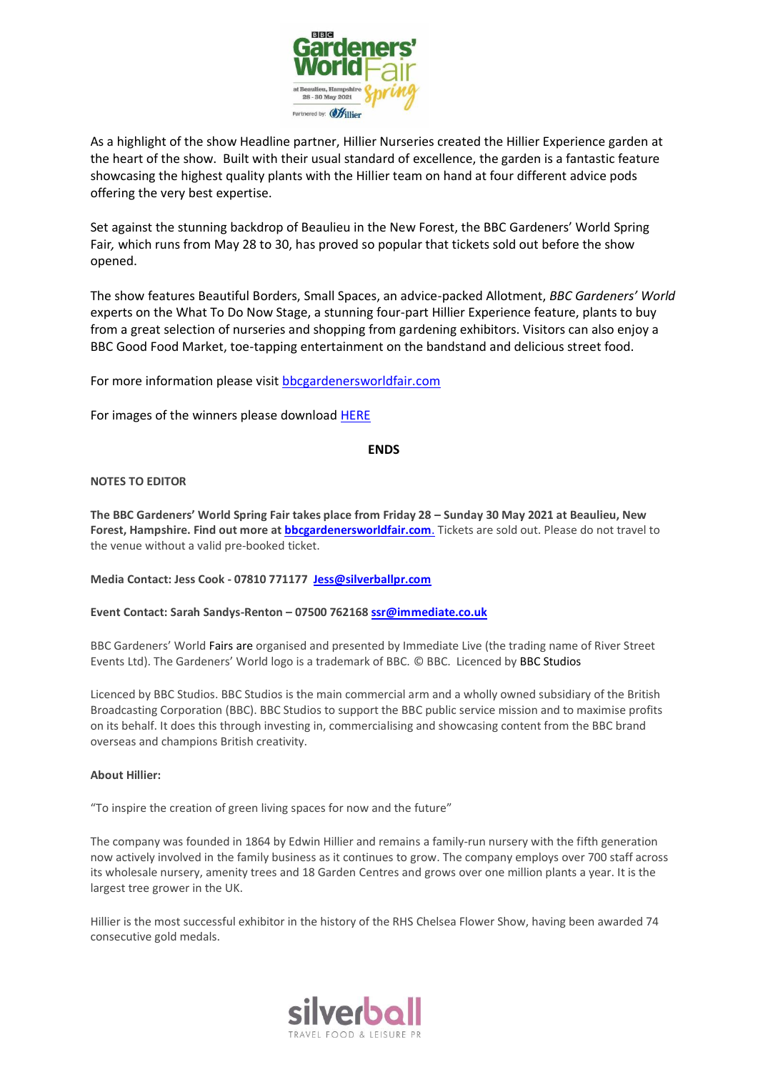As a highlight of the show Headline partner, Hillier Nurseries created the Hillier Experience garden at the heart of the show. Built with their usual standard of excellence, the garden is a fantastic feature showcasing the highest quality plants with the Hillier team on hand at four different advice pods offering the very best expertise.

Set against the stunning backdrop of Beaulieu in the New Forest, the BBC Gardeners' World Spring Fair*,* which runs from May 28 to 30, has proved so popular that tickets sold out before the show opened.

The show features Beautiful Borders, Small Spaces, an advice-packed Allotment, *BBC Gardeners' World* experts on the What To Do Now Stage, a stunning four-part Hillier Experience feature, plants to buy from a great selection of nurseries and shopping from gardening exhibitors. Visitors can also enjoy a BBC Good Food Market, toe-tapping entertainment on the bandstand and delicious street food.

For more information please visit bbcgardenersworldfair.com

For images of the winners please download HERE

**ENDS**

**NOTES TO EDITOR**

**The BBC Gardeners' World Spring Fair takes place from Friday 28 – Sunday 30 May 2021 at Beaulieu, New Forest, Hampshire. Find out more at bbcgardenersworldfair.com.** Tickets are sold out. Please do not travel to the venue without a valid pre-booked ticket.

**Media Contact: Jess Cook - 07810 771177 Jess@silverballpr.com**

**Event Contact: Sarah Sandys-Renton – 07500 762168 ssr@immediate.co.uk**

BBC Gardeners' World Fairs are organised and presented by Immediate Live (the trading name of River Street Events Ltd). The Gardeners' World logo is a trademark of BBC. © BBC. Licenced by BBC Studios

Licenced by BBC Studios. BBC Studios is the main commercial arm and a wholly owned subsidiary of the British Broadcasting Corporation (BBC). BBC Studios to support the BBC public service mission and to maximise profits on its behalf. It does this through investing in, commercialising and showcasing content from the BBC brand overseas and champions British creativity.

**About Hillier:**

"To inspire the creation of green living spaces for now and the future"

The company was founded in 1864 by Edwin Hillier and remains a family-run nursery with the fifth generation now actively involved in the family business as it continues to grow. The company employs over 700 staff across its wholesale nursery, amenity trees and 18 Garden Centres and grows over one million plants a year. It is the largest tree grower in the UK.

Hillier is the most successful exhibitor in the history of the RHS Chelsea Flower Show, having been awarded 74 consecutive gold medals.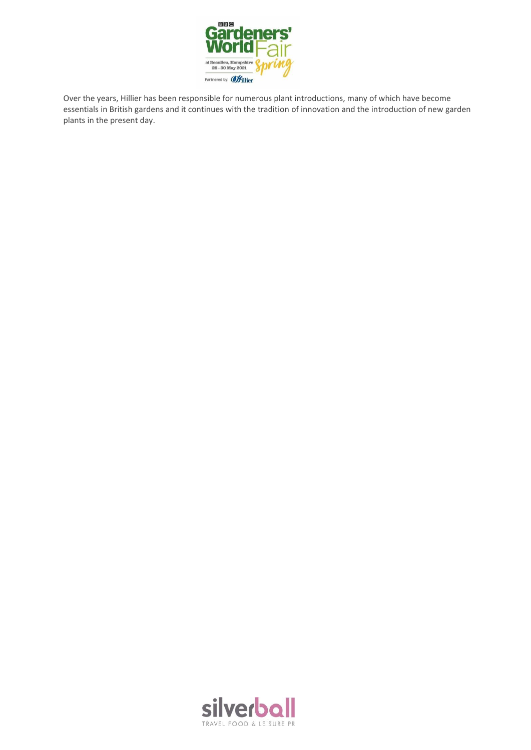Over the years, Hillier has been responsible for numerous plant introductions, many of which have become essentials in British gardens and it continues with the tradition of innovation and the introduction of new garden plants in the present day.